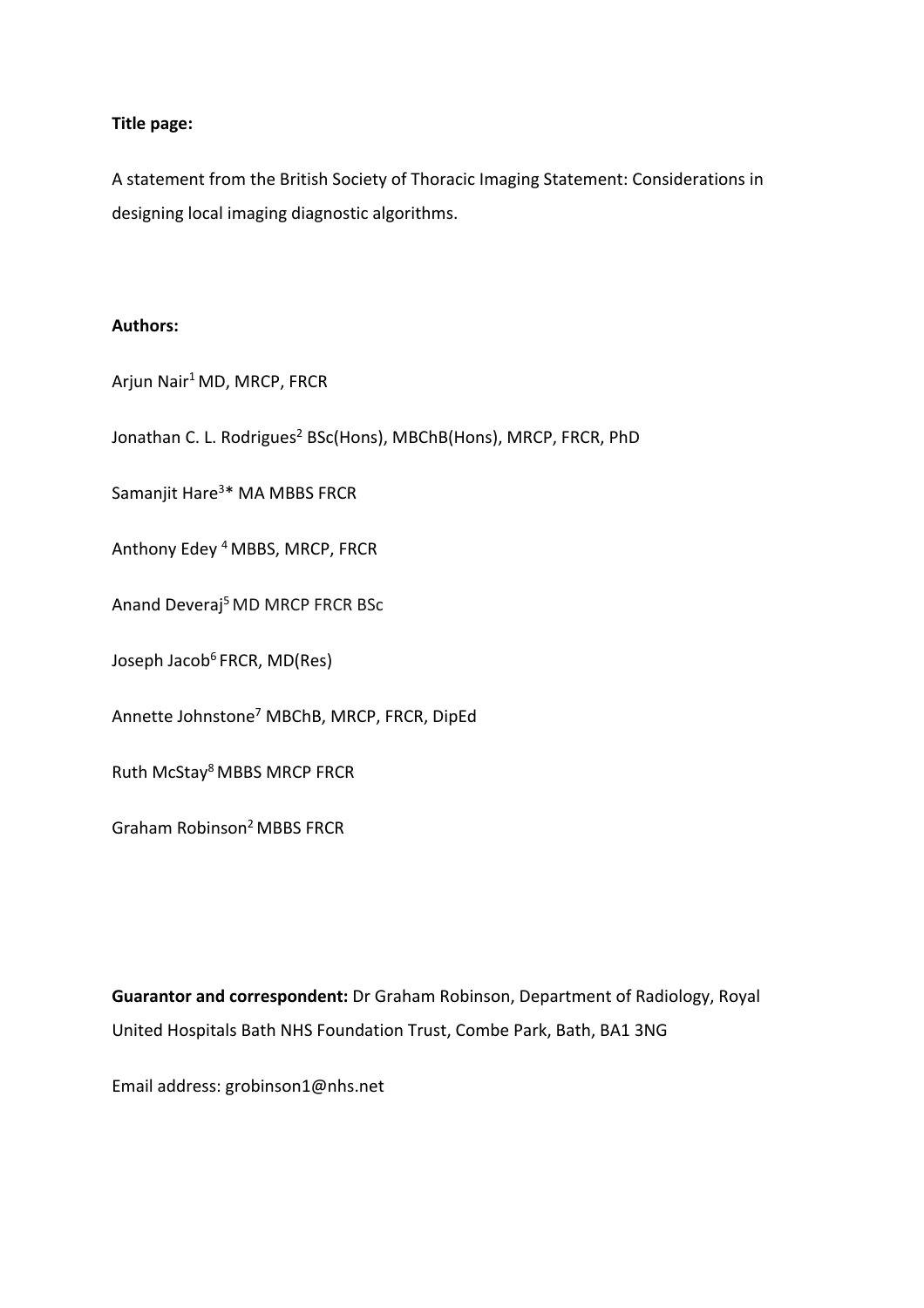**Title page:**

A statement from the British Society of Thoracic Imaging Statement: Considerations in designing local imaging diagnostic algorithms.

**Authors:**

Arjun Nair[1] MD, MRCP, FRCR

Jonathan C. L. Rodrigues[2] BSc(Hons), MBChB(Hons), MRCP, FRCR, PhD

Samanjit Hare[3]* MA MBBS FRCR

Anthony Edey [4] MBBS, MRCP, FRCR

Anand Deveraj[5] MD MRCP FRCR BSc

Joseph Jacob[6] FRCR, MD(Res)

Annette Johnstone[7] MBChB, MRCP, FRCR, DipEd

Ruth McStay[8] MBBS MRCP FRCR

Graham Robinson[2] MBBS FRCR

**Guarantor and correspondent:** Dr Graham Robinson, Department of Radiology, Royal United Hospitals Bath NHS Foundation Trust, Combe Park, Bath, BA1 3NG

Email address: grobinson1@nhs.net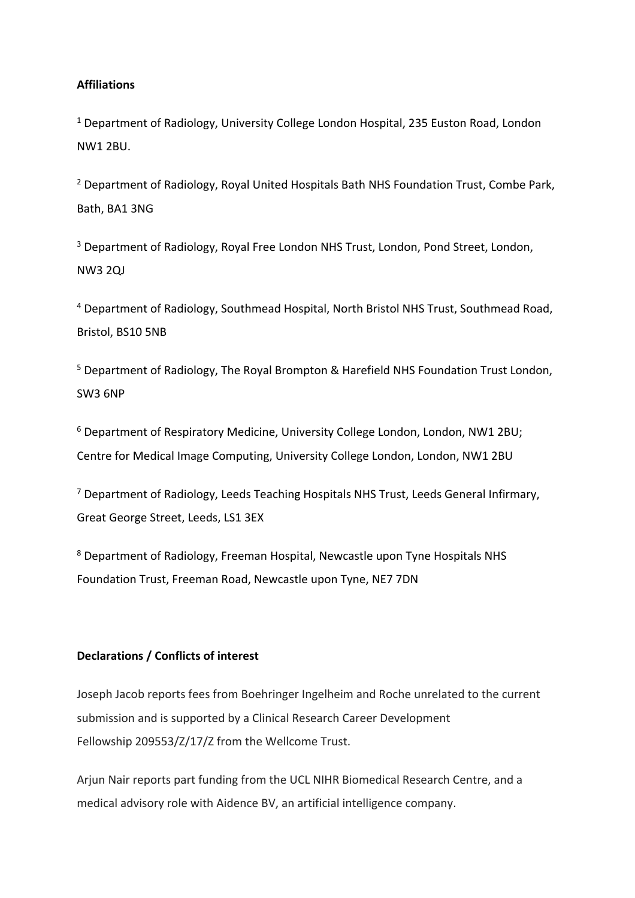**Affiliations**

[1] Department of Radiology, University College London Hospital, 235 Euston Road, London NW1 2BU.

[2] Department of Radiology, Royal United Hospitals Bath NHS Foundation Trust, Combe Park, Bath, BA1 3NG

[3] Department of Radiology, Royal Free London NHS Trust, London, Pond Street, London, NW3 2QJ

[4] Department of Radiology, Southmead Hospital, North Bristol NHS Trust, Southmead Road, Bristol, BS10 5NB

[5] Department of Radiology, The Royal Brompton & Harefield NHS Foundation Trust London, SW3 6NP

[6] Department of Respiratory Medicine, University College London, London, NW1 2BU; Centre for Medical Image Computing, University College London, London, NW1 2BU

[7] Department of Radiology, Leeds Teaching Hospitals NHS Trust, Leeds General Infirmary, Great George Street, Leeds, LS1 3EX

[8] Department of Radiology, Freeman Hospital, Newcastle upon Tyne Hospitals NHS Foundation Trust, Freeman Road, Newcastle upon Tyne, NE7 7DN

**Declarations / Conflicts of interest**

Joseph Jacob reports fees from Boehringer Ingelheim and Roche unrelated to the current submission and is supported by a Clinical Research Career Development Fellowship 209553/Z/17/Z from the Wellcome Trust.

Arjun Nair reports part funding from the UCL NIHR Biomedical Research Centre, and a medical advisory role with Aidence BV, an artificial intelligence company.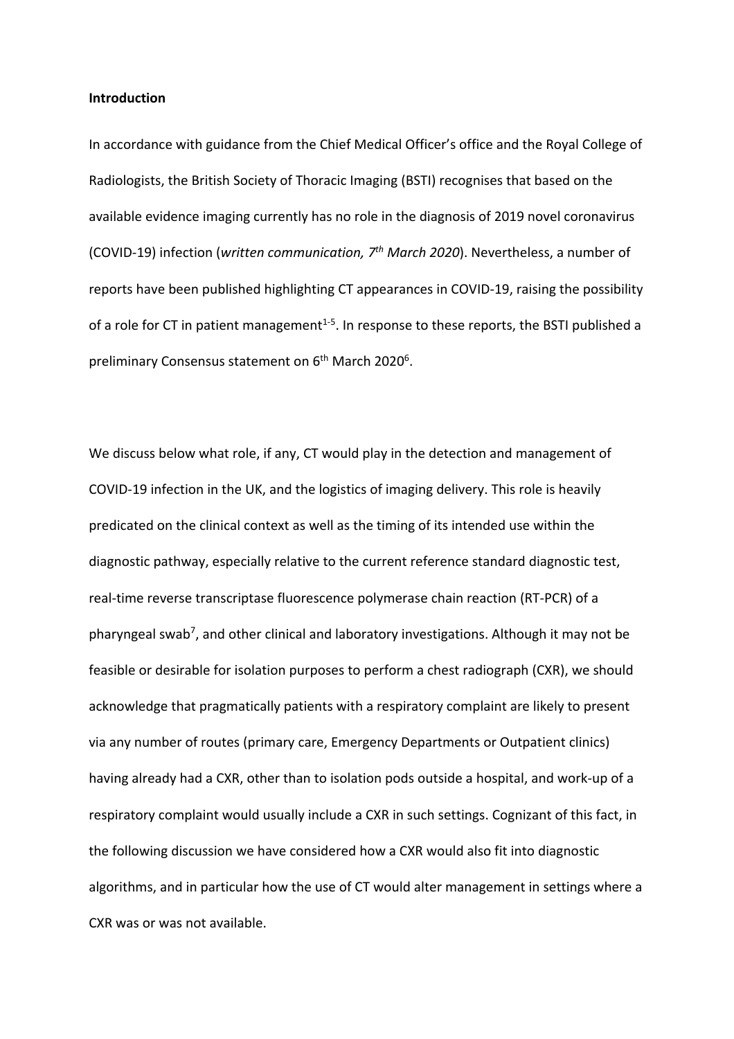**Introduction**

In accordance with guidance from the Chief Medical Officer's office and the Royal College of Radiologists, the British Society of Thoracic Imaging (BSTI) recognises that based on the available evidence imaging currently has no role in the diagnosis of 2019 novel coronavirus (COVID-19) infection (*written communication, 7th March 2020*). Nevertheless, a number of reports have been published highlighting CT appearances in COVID-19, raising the possibility of a role for CT in patient management[1-5]. In response to these reports, the BSTI published a preliminary Consensus statement on 6th March 2020[6].

We discuss below what role, if any, CT would play in the detection and management of COVID-19 infection in the UK, and the logistics of imaging delivery. This role is heavily predicated on the clinical context as well as the timing of its intended use within the diagnostic pathway, especially relative to the current reference standard diagnostic test, real-time reverse transcriptase fluorescence polymerase chain reaction (RT-PCR) of a pharyngeal swab[7], and other clinical and laboratory investigations. Although it may not be feasible or desirable for isolation purposes to perform a chest radiograph (CXR), we should acknowledge that pragmatically patients with a respiratory complaint are likely to present via any number of routes (primary care, Emergency Departments or Outpatient clinics) having already had a CXR, other than to isolation pods outside a hospital, and work-up of a respiratory complaint would usually include a CXR in such settings. Cognizant of this fact, in the following discussion we have considered how a CXR would also fit into diagnostic algorithms, and in particular how the use of CT would alter management in settings where a CXR was or was not available.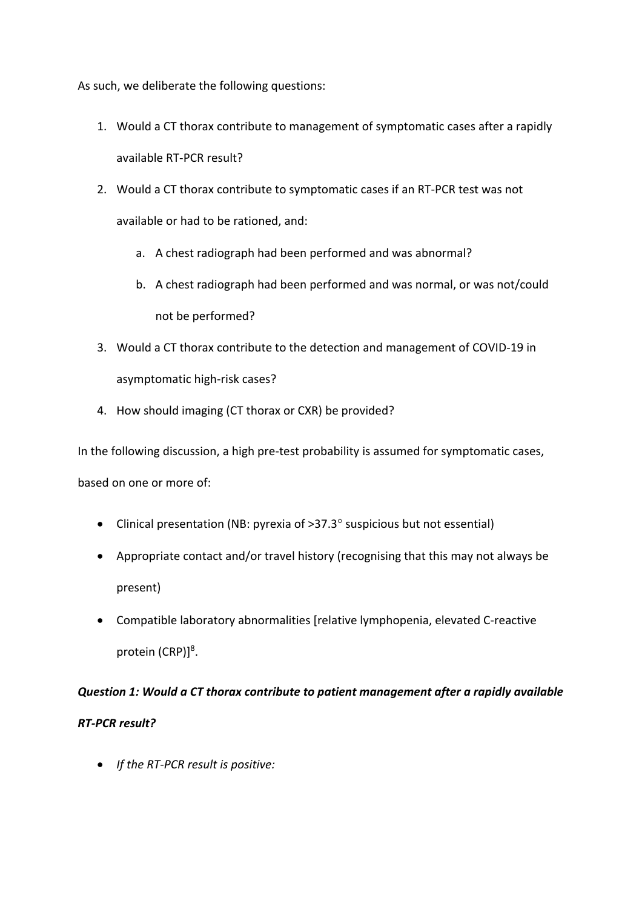As such, we deliberate the following questions:

1. Would a CT thorax contribute to management of symptomatic cases after a rapidly available RT-PCR result?
2. Would a CT thorax contribute to symptomatic cases if an RT-PCR test was not available or had to be rationed, and:
   a. A chest radiograph had been performed and was abnormal?
   b. A chest radiograph had been performed and was normal, or was not/could not be performed?
3. Would a CT thorax contribute to the detection and management of COVID-19 in asymptomatic high-risk cases?
4. How should imaging (CT thorax or CXR) be provided?

In the following discussion, a high pre-test probability is assumed for symptomatic cases, based on one or more of:

- Clinical presentation (NB: pyrexia of >37.3° suspicious but not essential)
- Appropriate contact and/or travel history (recognising that this may not always be present)
- Compatible laboratory abnormalities [relative lymphopenia, elevated C-reactive protein (CRP)][8].

***Question 1: Would a CT thorax contribute to patient management after a rapidly available RT-PCR result?***

- *If the RT-PCR result is positive:*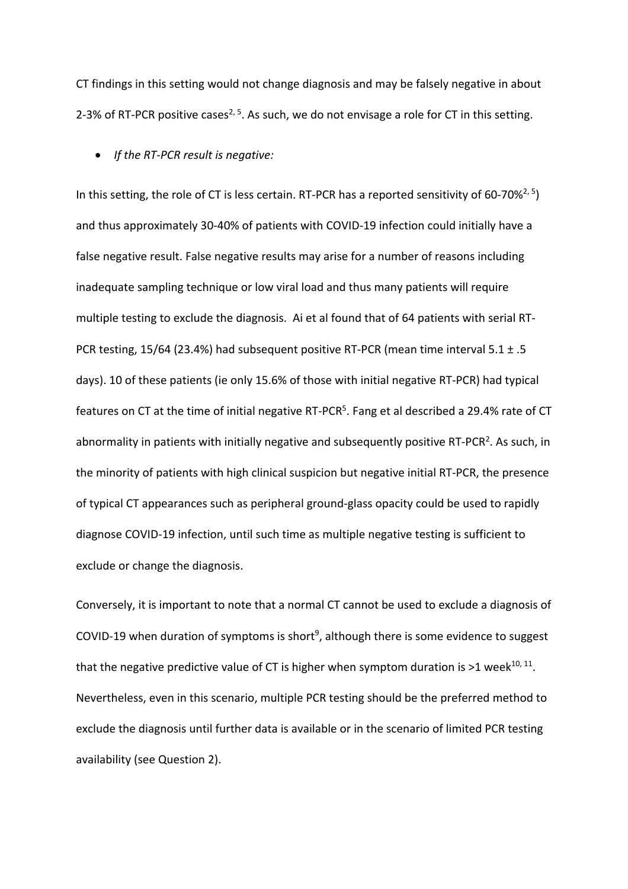CT findings in this setting would not change diagnosis and may be falsely negative in about 2-3% of RT-PCR positive cases[2, 5]. As such, we do not envisage a role for CT in this setting.

- *If the RT-PCR result is negative:*

In this setting, the role of CT is less certain. RT-PCR has a reported sensitivity of 60-70%[2, 5]) and thus approximately 30-40% of patients with COVID-19 infection could initially have a false negative result. False negative results may arise for a number of reasons including inadequate sampling technique or low viral load and thus many patients will require multiple testing to exclude the diagnosis. Ai et al found that of 64 patients with serial RT-PCR testing, 15/64 (23.4%) had subsequent positive RT-PCR (mean time interval 5.1 ± .5 days). 10 of these patients (ie only 15.6% of those with initial negative RT-PCR) had typical features on CT at the time of initial negative RT-PCR[5]. Fang et al described a 29.4% rate of CT abnormality in patients with initially negative and subsequently positive RT-PCR[2]. As such, in the minority of patients with high clinical suspicion but negative initial RT-PCR, the presence of typical CT appearances such as peripheral ground-glass opacity could be used to rapidly diagnose COVID-19 infection, until such time as multiple negative testing is sufficient to exclude or change the diagnosis.

Conversely, it is important to note that a normal CT cannot be used to exclude a diagnosis of COVID-19 when duration of symptoms is short[9], although there is some evidence to suggest that the negative predictive value of CT is higher when symptom duration is >1 week[10, 11]. Nevertheless, even in this scenario, multiple PCR testing should be the preferred method to exclude the diagnosis until further data is available or in the scenario of limited PCR testing availability (see Question 2).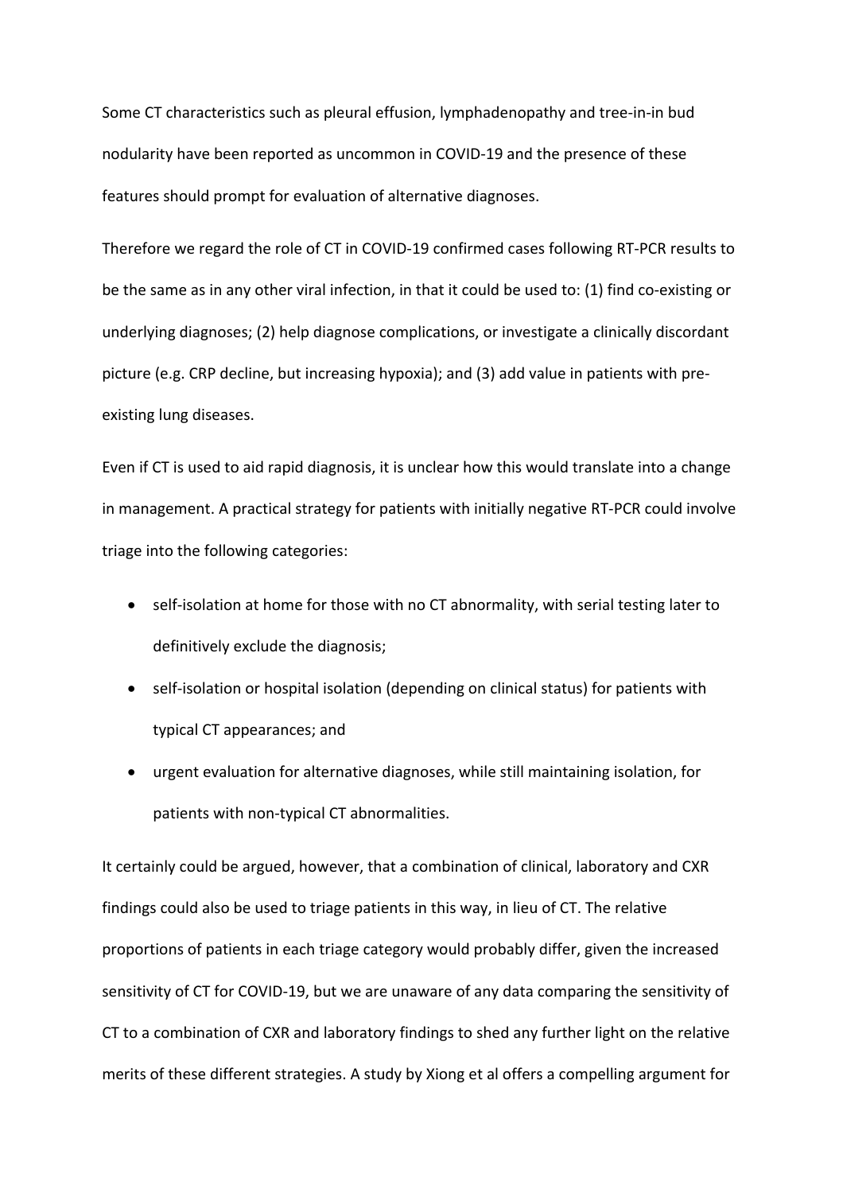Some CT characteristics such as pleural effusion, lymphadenopathy and tree-in-in bud nodularity have been reported as uncommon in COVID-19 and the presence of these features should prompt for evaluation of alternative diagnoses.

Therefore we regard the role of CT in COVID-19 confirmed cases following RT-PCR results to be the same as in any other viral infection, in that it could be used to: (1) find co-existing or underlying diagnoses; (2) help diagnose complications, or investigate a clinically discordant picture (e.g. CRP decline, but increasing hypoxia); and (3) add value in patients with pre-existing lung diseases.

Even if CT is used to aid rapid diagnosis, it is unclear how this would translate into a change in management. A practical strategy for patients with initially negative RT-PCR could involve triage into the following categories:

- self-isolation at home for those with no CT abnormality, with serial testing later to definitively exclude the diagnosis;
- self-isolation or hospital isolation (depending on clinical status) for patients with typical CT appearances; and
- urgent evaluation for alternative diagnoses, while still maintaining isolation, for patients with non-typical CT abnormalities.

It certainly could be argued, however, that a combination of clinical, laboratory and CXR findings could also be used to triage patients in this way, in lieu of CT. The relative proportions of patients in each triage category would probably differ, given the increased sensitivity of CT for COVID-19, but we are unaware of any data comparing the sensitivity of CT to a combination of CXR and laboratory findings to shed any further light on the relative merits of these different strategies. A study by Xiong et al offers a compelling argument for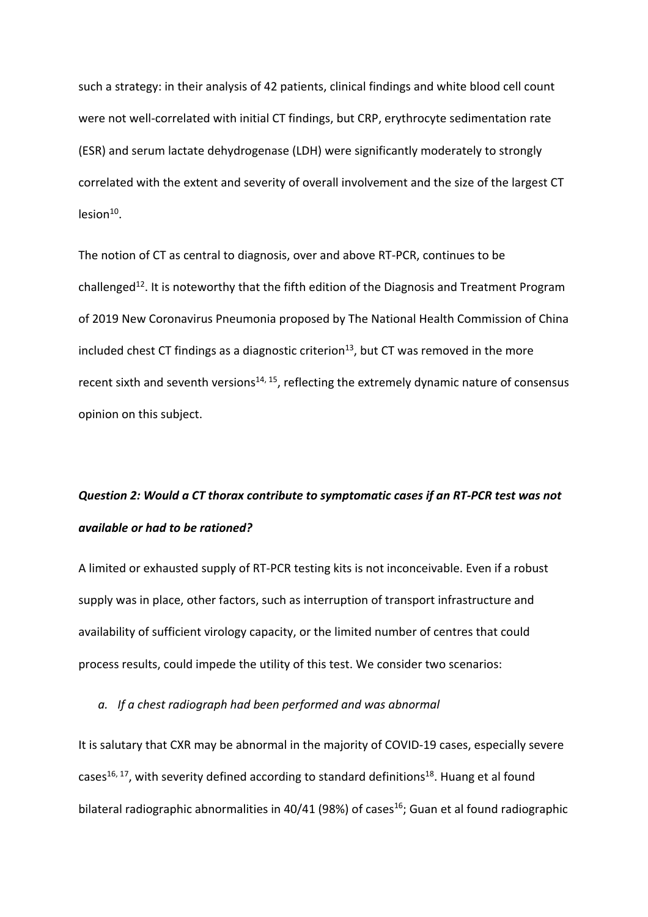such a strategy: in their analysis of 42 patients, clinical findings and white blood cell count were not well-correlated with initial CT findings, but CRP, erythrocyte sedimentation rate (ESR) and serum lactate dehydrogenase (LDH) were significantly moderately to strongly correlated with the extent and severity of overall involvement and the size of the largest CT lesion[10].

The notion of CT as central to diagnosis, over and above RT-PCR, continues to be challenged[12]. It is noteworthy that the fifth edition of the Diagnosis and Treatment Program of 2019 New Coronavirus Pneumonia proposed by The National Health Commission of China included chest CT findings as a diagnostic criterion[13], but CT was removed in the more recent sixth and seventh versions[14, 15], reflecting the extremely dynamic nature of consensus opinion on this subject.

***Question 2: Would a CT thorax contribute to symptomatic cases if an RT-PCR test was not available or had to be rationed?***

A limited or exhausted supply of RT-PCR testing kits is not inconceivable. Even if a robust supply was in place, other factors, such as interruption of transport infrastructure and availability of sufficient virology capacity, or the limited number of centres that could process results, could impede the utility of this test. We consider two scenarios:

*a. If a chest radiograph had been performed and was abnormal*

It is salutary that CXR may be abnormal in the majority of COVID-19 cases, especially severe cases[16, 17], with severity defined according to standard definitions[18]. Huang et al found bilateral radiographic abnormalities in 40/41 (98%) of cases[16]; Guan et al found radiographic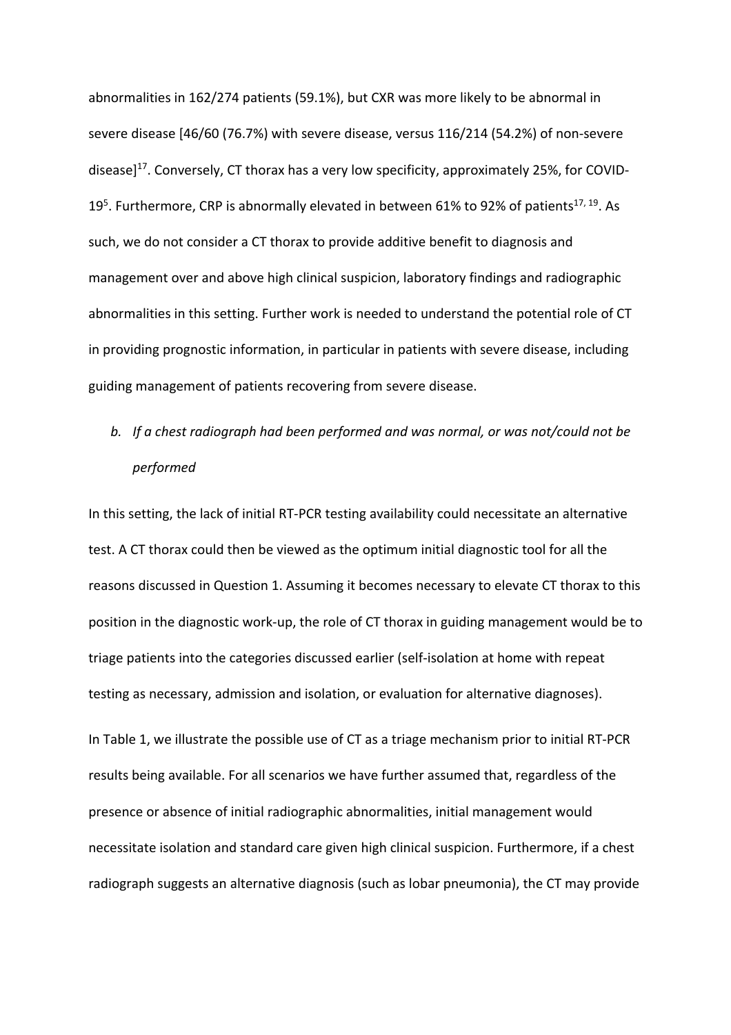abnormalities in 162/274 patients (59.1%), but CXR was more likely to be abnormal in severe disease [46/60 (76.7%) with severe disease, versus 116/214 (54.2%) of non-severe disease][17]. Conversely, CT thorax has a very low specificity, approximately 25%, for COVID-19[5]. Furthermore, CRP is abnormally elevated in between 61% to 92% of patients[17, 19]. As such, we do not consider a CT thorax to provide additive benefit to diagnosis and management over and above high clinical suspicion, laboratory findings and radiographic abnormalities in this setting. Further work is needed to understand the potential role of CT in providing prognostic information, in particular in patients with severe disease, including guiding management of patients recovering from severe disease.

*b. If a chest radiograph had been performed and was normal, or was not/could not be performed*

In this setting, the lack of initial RT-PCR testing availability could necessitate an alternative test. A CT thorax could then be viewed as the optimum initial diagnostic tool for all the reasons discussed in Question 1. Assuming it becomes necessary to elevate CT thorax to this position in the diagnostic work-up, the role of CT thorax in guiding management would be to triage patients into the categories discussed earlier (self-isolation at home with repeat testing as necessary, admission and isolation, or evaluation for alternative diagnoses).

In Table 1, we illustrate the possible use of CT as a triage mechanism prior to initial RT-PCR results being available. For all scenarios we have further assumed that, regardless of the presence or absence of initial radiographic abnormalities, initial management would necessitate isolation and standard care given high clinical suspicion. Furthermore, if a chest radiograph suggests an alternative diagnosis (such as lobar pneumonia), the CT may provide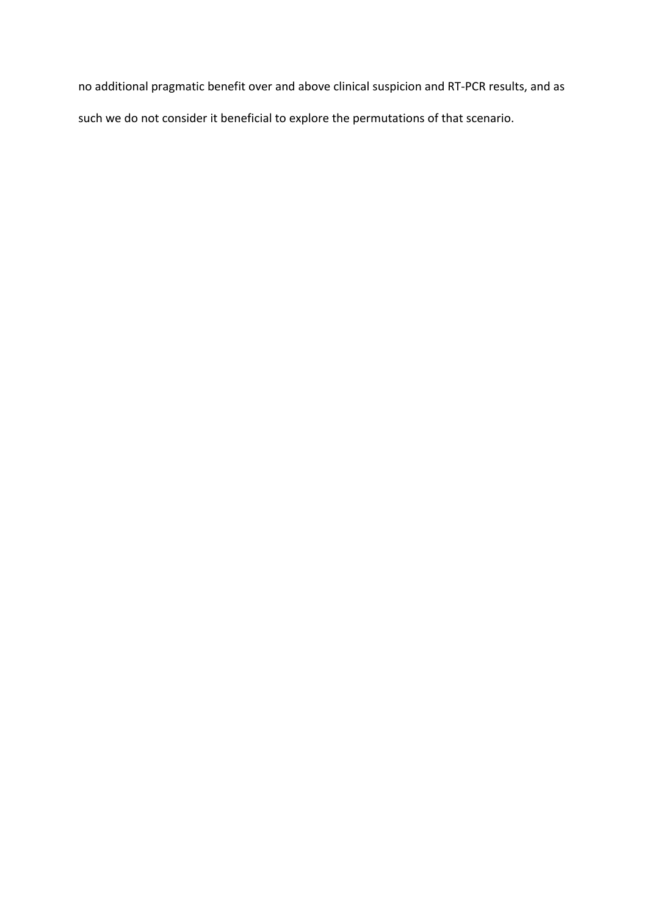no additional pragmatic benefit over and above clinical suspicion and RT-PCR results, and as such we do not consider it beneficial to explore the permutations of that scenario.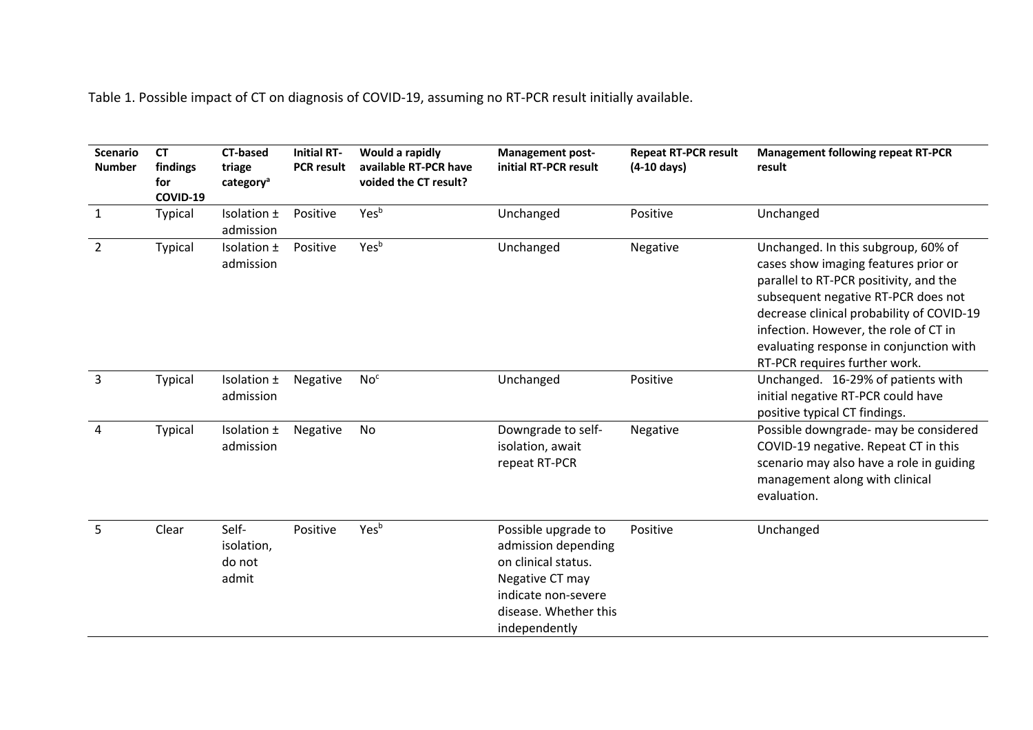Table 1. Possible impact of CT on diagnosis of COVID-19, assuming no RT-PCR result initially available.

| Scenario Number | CT findings for COVID-19 | CT-based triage category[a] | Initial RT-PCR result | Would a rapidly available RT-PCR have voided the CT result? | Management post-initial RT-PCR result | Repeat RT-PCR result (4-10 days) | Management following repeat RT-PCR result |
|---|---|---|---|---|---|---|---|
| 1 | Typical | Isolation ± admission | Positive | Yes[b] | Unchanged | Positive | Unchanged |
| 2 | Typical | Isolation ± admission | Positive | Yes[b] | Unchanged | Negative | Unchanged. In this subgroup, 60% of cases show imaging features prior or parallel to RT-PCR positivity, and the subsequent negative RT-PCR does not decrease clinical probability of COVID-19 infection. However, the role of CT in evaluating response in conjunction with RT-PCR requires further work. |
| 3 | Typical | Isolation ± admission | Negative | No[c] | Unchanged | Positive | Unchanged. 16-29% of patients with initial negative RT-PCR could have positive typical CT findings. |
| 4 | Typical | Isolation ± admission | Negative | No | Downgrade to self-isolation, await repeat RT-PCR | Negative | Possible downgrade- may be considered COVID-19 negative. Repeat CT in this scenario may also have a role in guiding management along with clinical evaluation. |
| 5 | Clear | Self-isolation, do not admit | Positive | Yes[b] | Possible upgrade to admission depending on clinical status. Negative CT may indicate non-severe disease. Whether this independently | Positive | Unchanged |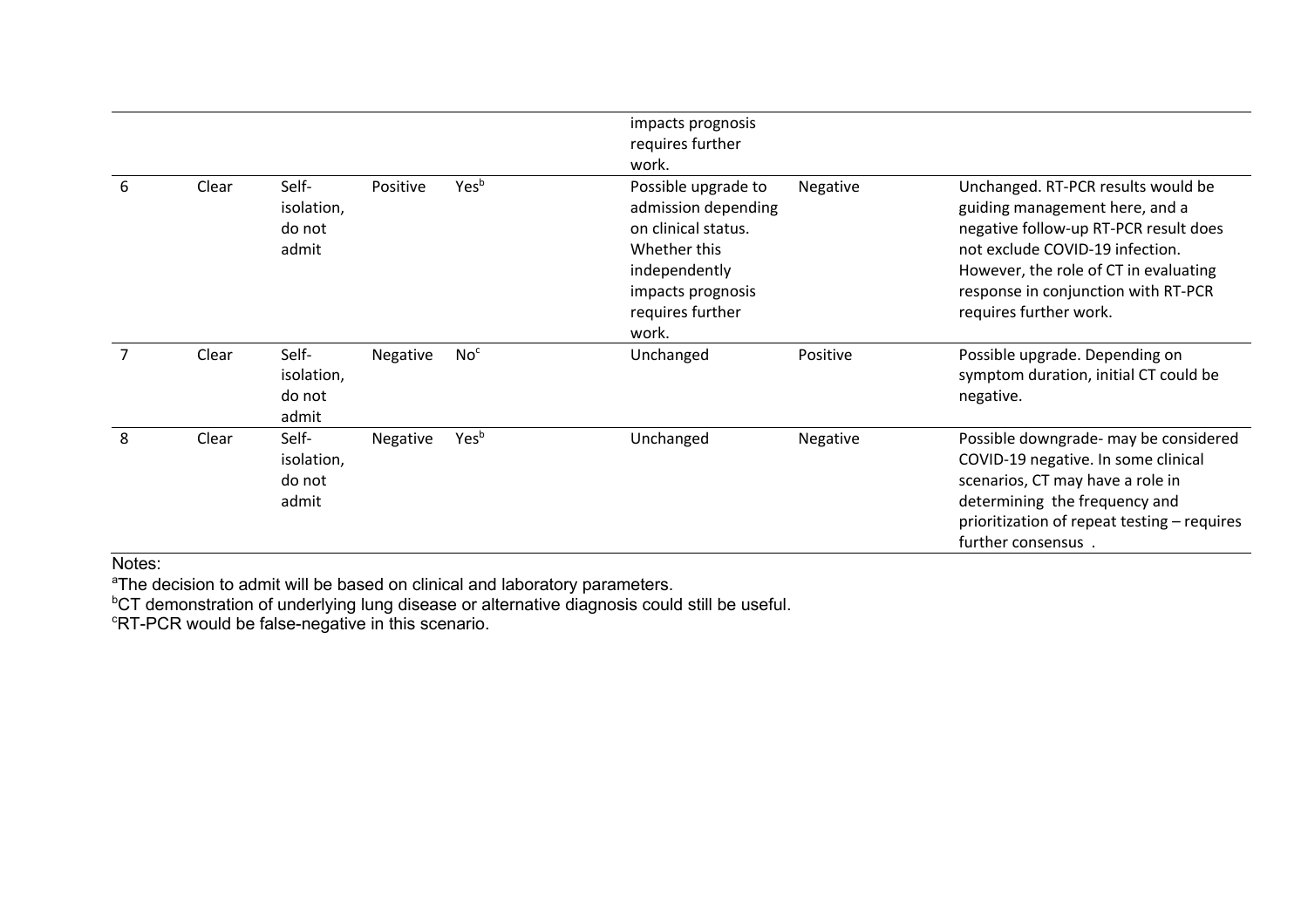| | | | | | | | |
|---|---|---|---|---|---|---|---|
| | | | | | impacts prognosis requires further work. | | |
| 6 | Clear | Self-isolation, do not admit | Positive | Yes[b] | Possible upgrade to admission depending on clinical status. Whether this independently impacts prognosis requires further work. | Negative | Unchanged. RT-PCR results would be guiding management here, and a negative follow-up RT-PCR result does not exclude COVID-19 infection. However, the role of CT in evaluating response in conjunction with RT-PCR requires further work. |
| 7 | Clear | Self-isolation, do not admit | Negative | No[c] | Unchanged | Positive | Possible upgrade. Depending on symptom duration, initial CT could be negative. |
| 8 | Clear | Self-isolation, do not admit | Negative | Yes[b] | Unchanged | Negative | Possible downgrade- may be considered COVID-19 negative. In some clinical scenarios, CT may have a role in determining the frequency and prioritization of repeat testing – requires further consensus . |

Notes:

[a]The decision to admit will be based on clinical and laboratory parameters.

[b]CT demonstration of underlying lung disease or alternative diagnosis could still be useful.

[c]RT-PCR would be false-negative in this scenario.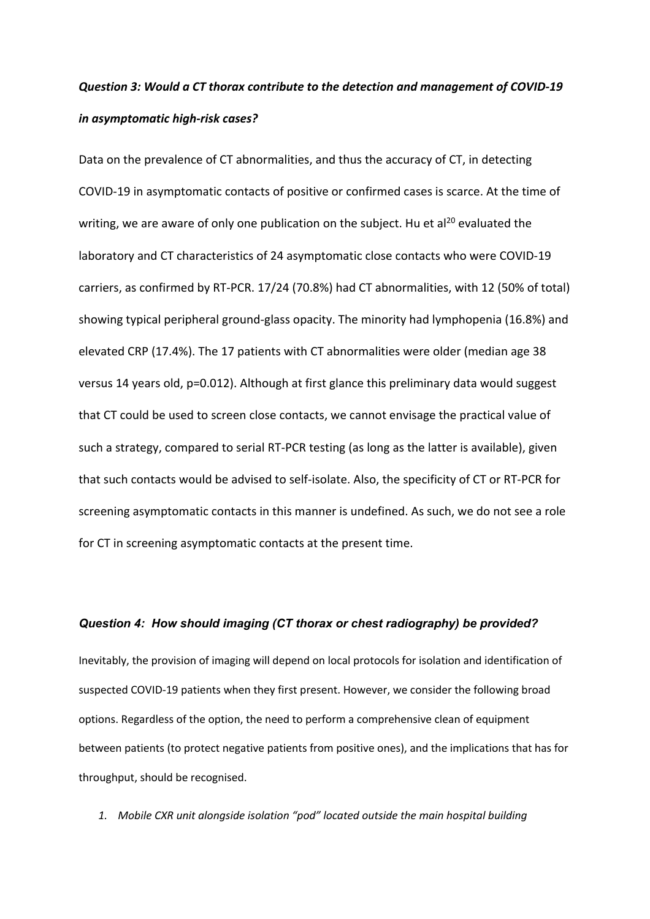### *Question 3: Would a CT thorax contribute to the detection and management of COVID-19 in asymptomatic high-risk cases?*

Data on the prevalence of CT abnormalities, and thus the accuracy of CT, in detecting COVID-19 in asymptomatic contacts of positive or confirmed cases is scarce. At the time of writing, we are aware of only one publication on the subject. Hu et al[20] evaluated the laboratory and CT characteristics of 24 asymptomatic close contacts who were COVID-19 carriers, as confirmed by RT-PCR. 17/24 (70.8%) had CT abnormalities, with 12 (50% of total) showing typical peripheral ground-glass opacity. The minority had lymphopenia (16.8%) and elevated CRP (17.4%). The 17 patients with CT abnormalities were older (median age 38 versus 14 years old, $p=0.012$). Although at first glance this preliminary data would suggest that CT could be used to screen close contacts, we cannot envisage the practical value of such a strategy, compared to serial RT-PCR testing (as long as the latter is available), given that such contacts would be advised to self-isolate. Also, the specificity of CT or RT-PCR for screening asymptomatic contacts in this manner is undefined. As such, we do not see a role for CT in screening asymptomatic contacts at the present time.

### *Question 4: How should imaging (CT thorax or chest radiography) be provided?*

Inevitably, the provision of imaging will depend on local protocols for isolation and identification of suspected COVID-19 patients when they first present. However, we consider the following broad options. Regardless of the option, the need to perform a comprehensive clean of equipment between patients (to protect negative patients from positive ones), and the implications that has for throughput, should be recognised.

1. *Mobile CXR unit alongside isolation "pod" located outside the main hospital building*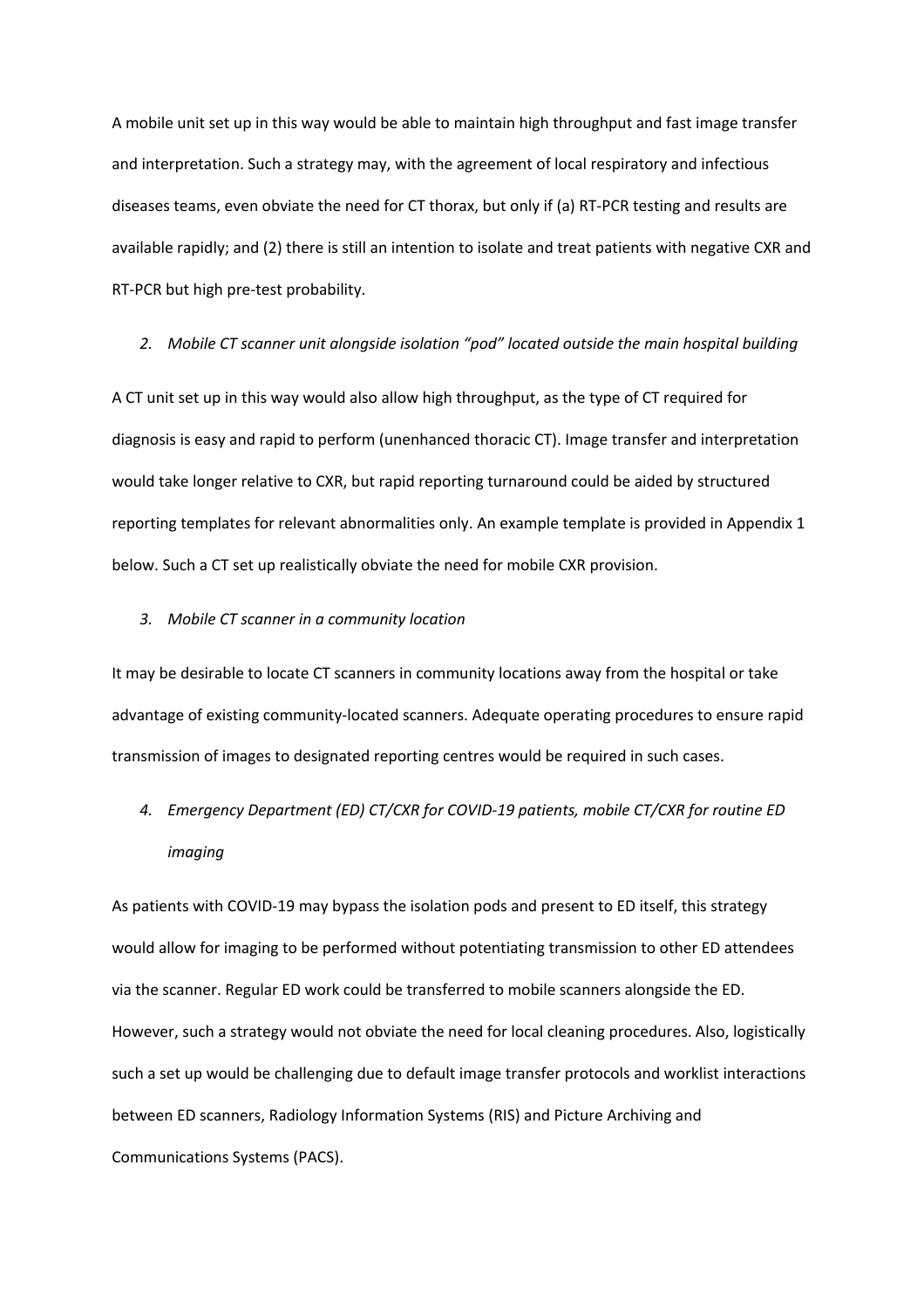A mobile unit set up in this way would be able to maintain high throughput and fast image transfer and interpretation. Such a strategy may, with the agreement of local respiratory and infectious diseases teams, even obviate the need for CT thorax, but only if (a) RT-PCR testing and results are available rapidly; and (2) there is still an intention to isolate and treat patients with negative CXR and RT-PCR but high pre-test probability.

2. *Mobile CT scanner unit alongside isolation "pod" located outside the main hospital building*

A CT unit set up in this way would also allow high throughput, as the type of CT required for diagnosis is easy and rapid to perform (unenhanced thoracic CT). Image transfer and interpretation would take longer relative to CXR, but rapid reporting turnaround could be aided by structured reporting templates for relevant abnormalities only. An example template is provided in Appendix 1 below. Such a CT set up realistically obviate the need for mobile CXR provision.

3. *Mobile CT scanner in a community location*

It may be desirable to locate CT scanners in community locations away from the hospital or take advantage of existing community-located scanners. Adequate operating procedures to ensure rapid transmission of images to designated reporting centres would be required in such cases.

4. *Emergency Department (ED) CT/CXR for COVID-19 patients, mobile CT/CXR for routine ED imaging*

As patients with COVID-19 may bypass the isolation pods and present to ED itself, this strategy would allow for imaging to be performed without potentiating transmission to other ED attendees via the scanner. Regular ED work could be transferred to mobile scanners alongside the ED. However, such a strategy would not obviate the need for local cleaning procedures. Also, logistically such a set up would be challenging due to default image transfer protocols and worklist interactions between ED scanners, Radiology Information Systems (RIS) and Picture Archiving and Communications Systems (PACS).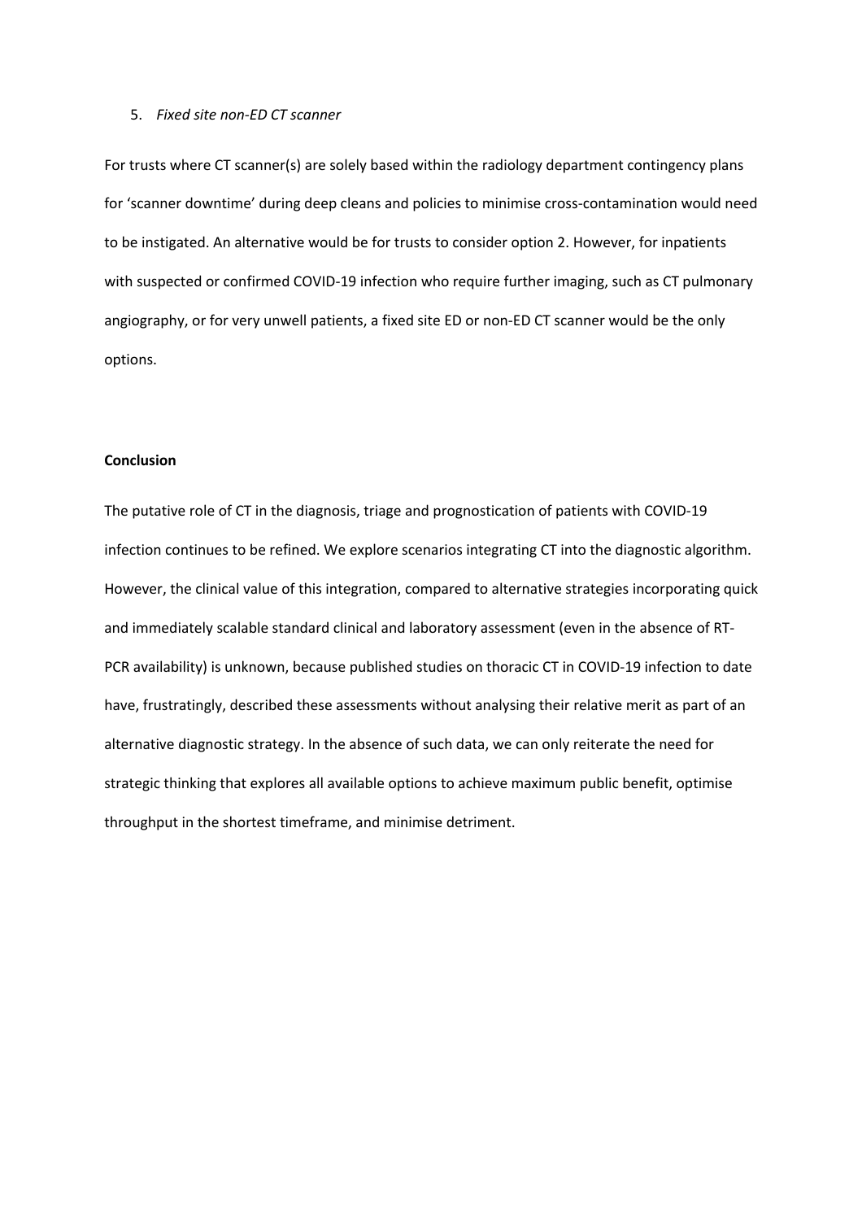5. *Fixed site non-ED CT scanner*

For trusts where CT scanner(s) are solely based within the radiology department contingency plans for 'scanner downtime' during deep cleans and policies to minimise cross-contamination would need to be instigated. An alternative would be for trusts to consider option 2. However, for inpatients with suspected or confirmed COVID-19 infection who require further imaging, such as CT pulmonary angiography, or for very unwell patients, a fixed site ED or non-ED CT scanner would be the only options.

**Conclusion**

The putative role of CT in the diagnosis, triage and prognostication of patients with COVID-19 infection continues to be refined. We explore scenarios integrating CT into the diagnostic algorithm. However, the clinical value of this integration, compared to alternative strategies incorporating quick and immediately scalable standard clinical and laboratory assessment (even in the absence of RT-PCR availability) is unknown, because published studies on thoracic CT in COVID-19 infection to date have, frustratingly, described these assessments without analysing their relative merit as part of an alternative diagnostic strategy. In the absence of such data, we can only reiterate the need for strategic thinking that explores all available options to achieve maximum public benefit, optimise throughput in the shortest timeframe, and minimise detriment.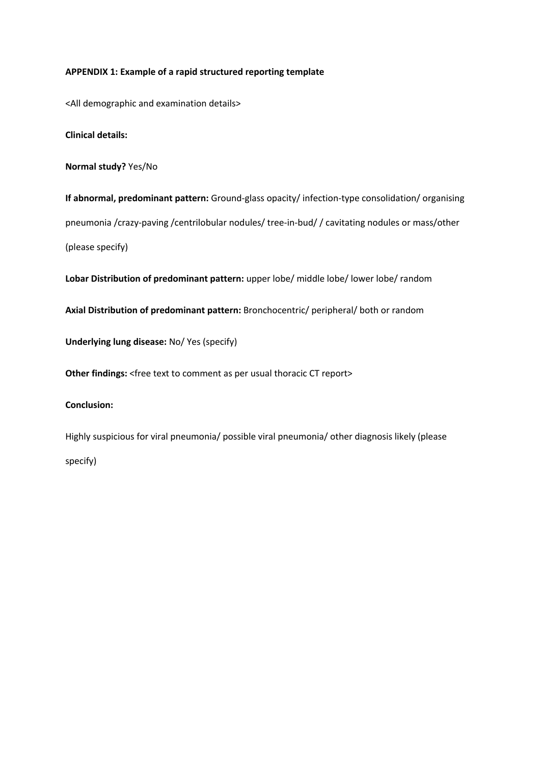**APPENDIX 1: Example of a rapid structured reporting template**

<All demographic and examination details>

**Clinical details:**

**Normal study?** Yes/No

**If abnormal, predominant pattern:** Ground-glass opacity/ infection-type consolidation/ organising pneumonia /crazy-paving /centrilobular nodules/ tree-in-bud/ / cavitating nodules or mass/other (please specify)

**Lobar Distribution of predominant pattern:** upper lobe/ middle lobe/ lower lobe/ random

**Axial Distribution of predominant pattern:** Bronchocentric/ peripheral/ both or random

**Underlying lung disease:** No/ Yes (specify)

**Other findings:** <free text to comment as per usual thoracic CT report>

**Conclusion:**

Highly suspicious for viral pneumonia/ possible viral pneumonia/ other diagnosis likely (please specify)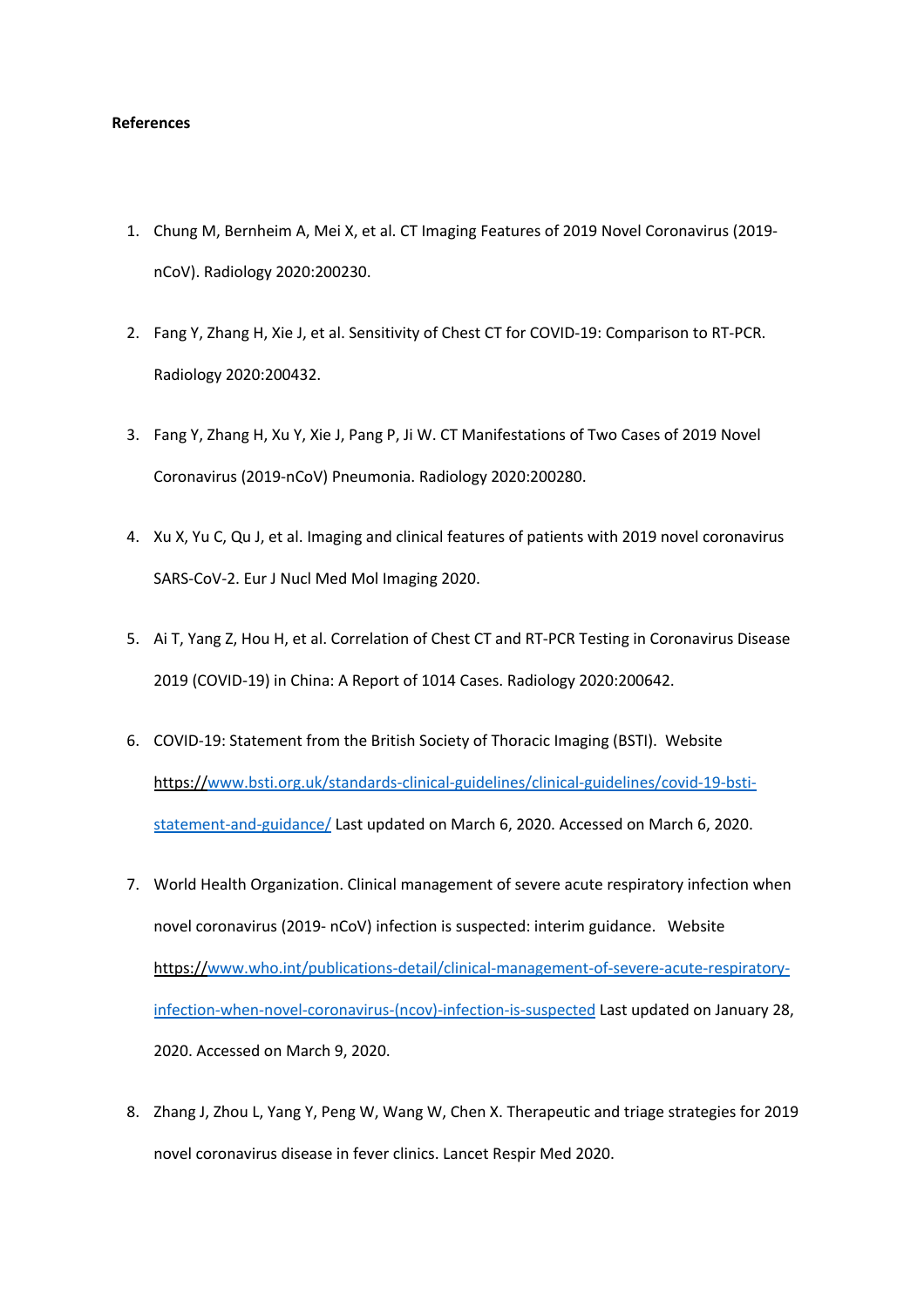**References**

1. Chung M, Bernheim A, Mei X, et al. CT Imaging Features of 2019 Novel Coronavirus (2019-nCoV). Radiology 2020:200230.

2. Fang Y, Zhang H, Xie J, et al. Sensitivity of Chest CT for COVID-19: Comparison to RT-PCR. Radiology 2020:200432.

3. Fang Y, Zhang H, Xu Y, Xie J, Pang P, Ji W. CT Manifestations of Two Cases of 2019 Novel Coronavirus (2019-nCoV) Pneumonia. Radiology 2020:200280.

4. Xu X, Yu C, Qu J, et al. Imaging and clinical features of patients with 2019 novel coronavirus SARS-CoV-2. Eur J Nucl Med Mol Imaging 2020.

5. Ai T, Yang Z, Hou H, et al. Correlation of Chest CT and RT-PCR Testing in Coronavirus Disease 2019 (COVID-19) in China: A Report of 1014 Cases. Radiology 2020:200642.

6. COVID-19: Statement from the British Society of Thoracic Imaging (BSTI). Website https://www.bsti.org.uk/standards-clinical-guidelines/clinical-guidelines/covid-19-bsti-statement-and-guidance/ Last updated on March 6, 2020. Accessed on March 6, 2020.

7. World Health Organization. Clinical management of severe acute respiratory infection when novel coronavirus (2019- nCoV) infection is suspected: interim guidance. Website https://www.who.int/publications-detail/clinical-management-of-severe-acute-respiratory-infection-when-novel-coronavirus-(ncov)-infection-is-suspected Last updated on January 28, 2020. Accessed on March 9, 2020.

8. Zhang J, Zhou L, Yang Y, Peng W, Wang W, Chen X. Therapeutic and triage strategies for 2019 novel coronavirus disease in fever clinics. Lancet Respir Med 2020.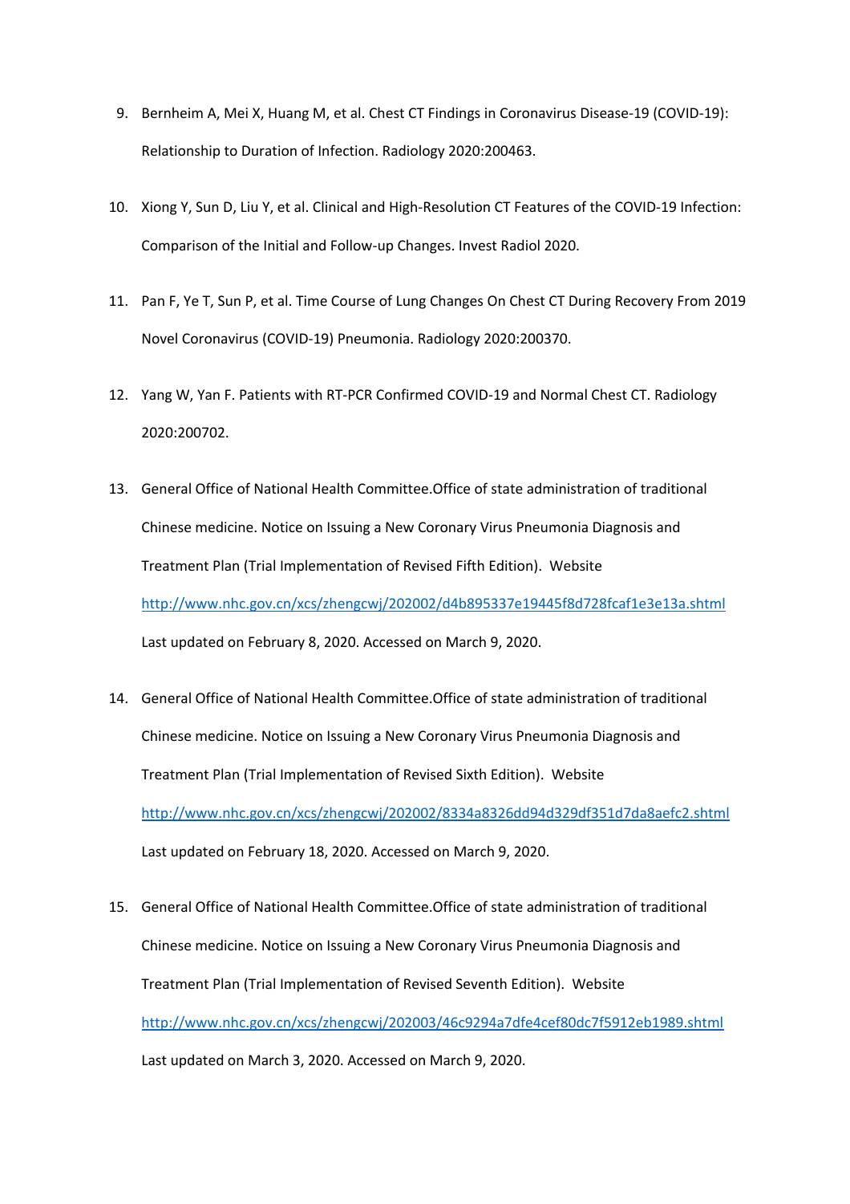9. Bernheim A, Mei X, Huang M, et al. Chest CT Findings in Coronavirus Disease-19 (COVID-19): Relationship to Duration of Infection. Radiology 2020:200463.
10. Xiong Y, Sun D, Liu Y, et al. Clinical and High-Resolution CT Features of the COVID-19 Infection: Comparison of the Initial and Follow-up Changes. Invest Radiol 2020.
11. Pan F, Ye T, Sun P, et al. Time Course of Lung Changes On Chest CT During Recovery From 2019 Novel Coronavirus (COVID-19) Pneumonia. Radiology 2020:200370.
12. Yang W, Yan F. Patients with RT-PCR Confirmed COVID-19 and Normal Chest CT. Radiology 2020:200702.
13. General Office of National Health Committee.Office of state administration of traditional Chinese medicine. Notice on Issuing a New Coronary Virus Pneumonia Diagnosis and Treatment Plan (Trial Implementation of Revised Fifth Edition). Website http://www.nhc.gov.cn/xcs/zhengcwj/202002/d4b895337e19445f8d728fcaf1e3e13a.shtml Last updated on February 8, 2020. Accessed on March 9, 2020.
14. General Office of National Health Committee.Office of state administration of traditional Chinese medicine. Notice on Issuing a New Coronary Virus Pneumonia Diagnosis and Treatment Plan (Trial Implementation of Revised Sixth Edition). Website http://www.nhc.gov.cn/xcs/zhengcwj/202002/8334a8326dd94d329df351d7da8aefc2.shtml Last updated on February 18, 2020. Accessed on March 9, 2020.
15. General Office of National Health Committee.Office of state administration of traditional Chinese medicine. Notice on Issuing a New Coronary Virus Pneumonia Diagnosis and Treatment Plan (Trial Implementation of Revised Seventh Edition). Website http://www.nhc.gov.cn/xcs/zhengcwj/202003/46c9294a7dfe4cef80dc7f5912eb1989.shtml Last updated on March 3, 2020. Accessed on March 9, 2020.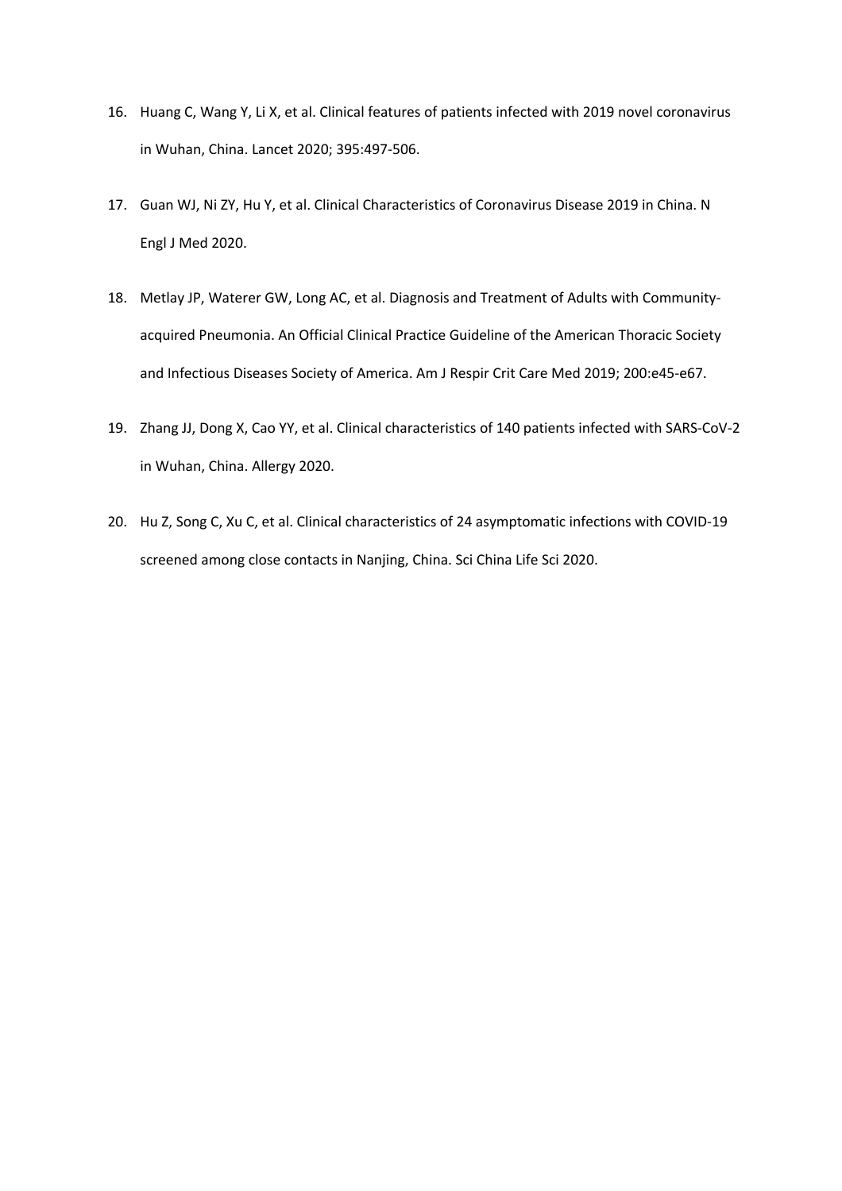16. Huang C, Wang Y, Li X, et al. Clinical features of patients infected with 2019 novel coronavirus in Wuhan, China. Lancet 2020; 395:497-506.

17. Guan WJ, Ni ZY, Hu Y, et al. Clinical Characteristics of Coronavirus Disease 2019 in China. N Engl J Med 2020.

18. Metlay JP, Waterer GW, Long AC, et al. Diagnosis and Treatment of Adults with Community-acquired Pneumonia. An Official Clinical Practice Guideline of the American Thoracic Society and Infectious Diseases Society of America. Am J Respir Crit Care Med 2019; 200:e45-e67.

19. Zhang JJ, Dong X, Cao YY, et al. Clinical characteristics of 140 patients infected with SARS-CoV-2 in Wuhan, China. Allergy 2020.

20. Hu Z, Song C, Xu C, et al. Clinical characteristics of 24 asymptomatic infections with COVID-19 screened among close contacts in Nanjing, China. Sci China Life Sci 2020.